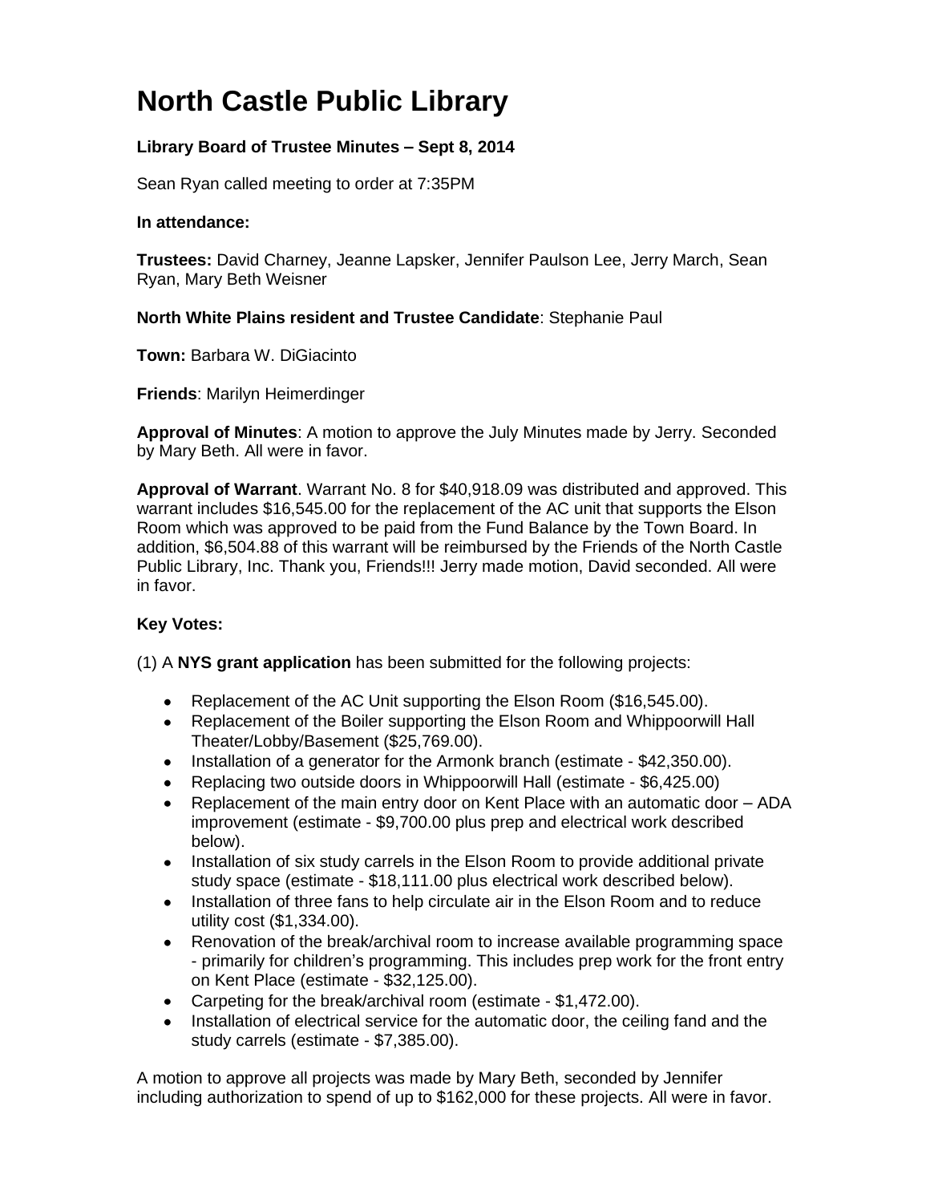# North Castle Public Library

**Library Board of Trustee Minutes – Sept 8, 2014**

Sean Ryan called meeting to order at 7:35PM

**In attendance:**

**Trustees:** David Charney, Jeanne Lapsker, Jennifer Paulson Lee, Jerry March, Sean Ryan, Mary Beth Weisner

**North White Plains resident and Trustee Candidate**: Stephanie Paul

**Town:** Barbara W. DiGiacinto

**Friends**: Marilyn Heimerdinger

**Approval of Minutes**: A motion to approve the July Minutes made by Jerry. Seconded by Mary Beth. All were in favor.

**Approval of Warrant**. Warrant No. 8 for $40,918.09 was distributed and approved. This warrant includes $16,545.00 for the replacement of the AC unit that supports the Elson Room which was approved to be paid from the Fund Balance by the Town Board. In addition, $6,504.88 of this warrant will be reimbursed by the Friends of the North Castle Public Library, Inc. Thank you, Friends!!! Jerry made motion, David seconded. All were in favor.

**Key Votes:**

(1) A **NYS grant application** has been submitted for the following projects:

- Replacement of the AC Unit supporting the Elson Room ($16,545.00).
- Replacement of the Boiler supporting the Elson Room and Whippoorwill Hall Theater/Lobby/Basement ($25,769.00).
- Installation of a generator for the Armonk branch (estimate - $42,350.00).
- Replacing two outside doors in Whippoorwill Hall (estimate - $6,425.00)
- Replacement of the main entry door on Kent Place with an automatic door – ADA improvement (estimate - $9,700.00 plus prep and electrical work described below).
- Installation of six study carrels in the Elson Room to provide additional private study space (estimate - $18,111.00 plus electrical work described below).
- Installation of three fans to help circulate air in the Elson Room and to reduce utility cost ($1,334.00).
- Renovation of the break/archival room to increase available programming space - primarily for children's programming. This includes prep work for the front entry on Kent Place (estimate - $32,125.00).
- Carpeting for the break/archival room (estimate - $1,472.00).
- Installation of electrical service for the automatic door, the ceiling fand and the study carrels (estimate - $7,385.00).

A motion to approve all projects was made by Mary Beth, seconded by Jennifer including authorization to spend of up to $162,000 for these projects. All were in favor.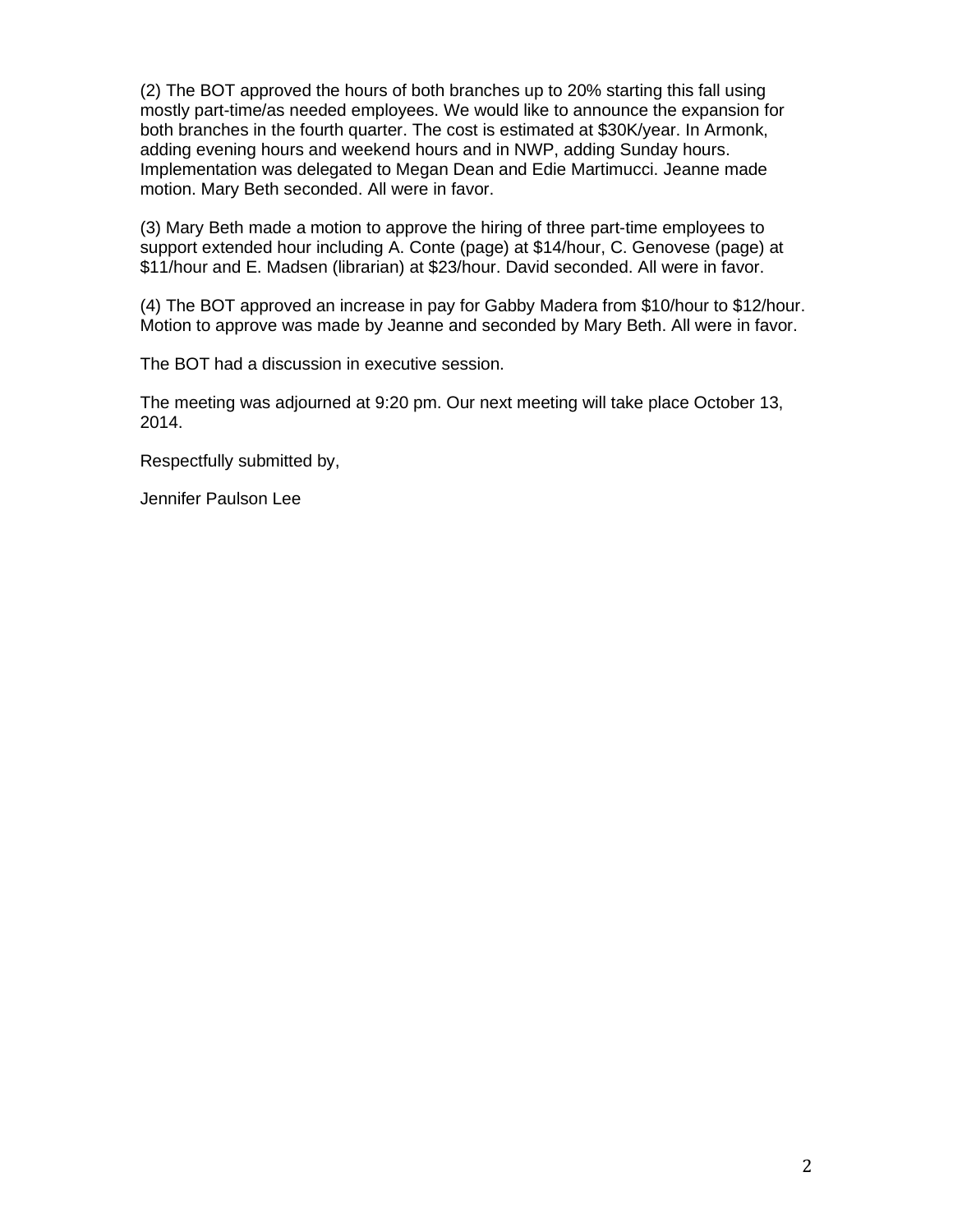(2) The BOT approved the hours of both branches up to 20% starting this fall using mostly part-time/as needed employees. We would like to announce the expansion for both branches in the fourth quarter. The cost is estimated at $30K/year. In Armonk, adding evening hours and weekend hours and in NWP, adding Sunday hours. Implementation was delegated to Megan Dean and Edie Martimucci. Jeanne made motion. Mary Beth seconded. All were in favor.

(3) Mary Beth made a motion to approve the hiring of three part-time employees to support extended hour including A. Conte (page) at $14/hour, C. Genovese (page) at $11/hour and E. Madsen (librarian) at $23/hour. David seconded. All were in favor.

(4) The BOT approved an increase in pay for Gabby Madera from $10/hour to $12/hour. Motion to approve was made by Jeanne and seconded by Mary Beth. All were in favor.

The BOT had a discussion in executive session.

The meeting was adjourned at 9:20 pm. Our next meeting will take place October 13, 2014.

Respectfully submitted by,

Jennifer Paulson Lee